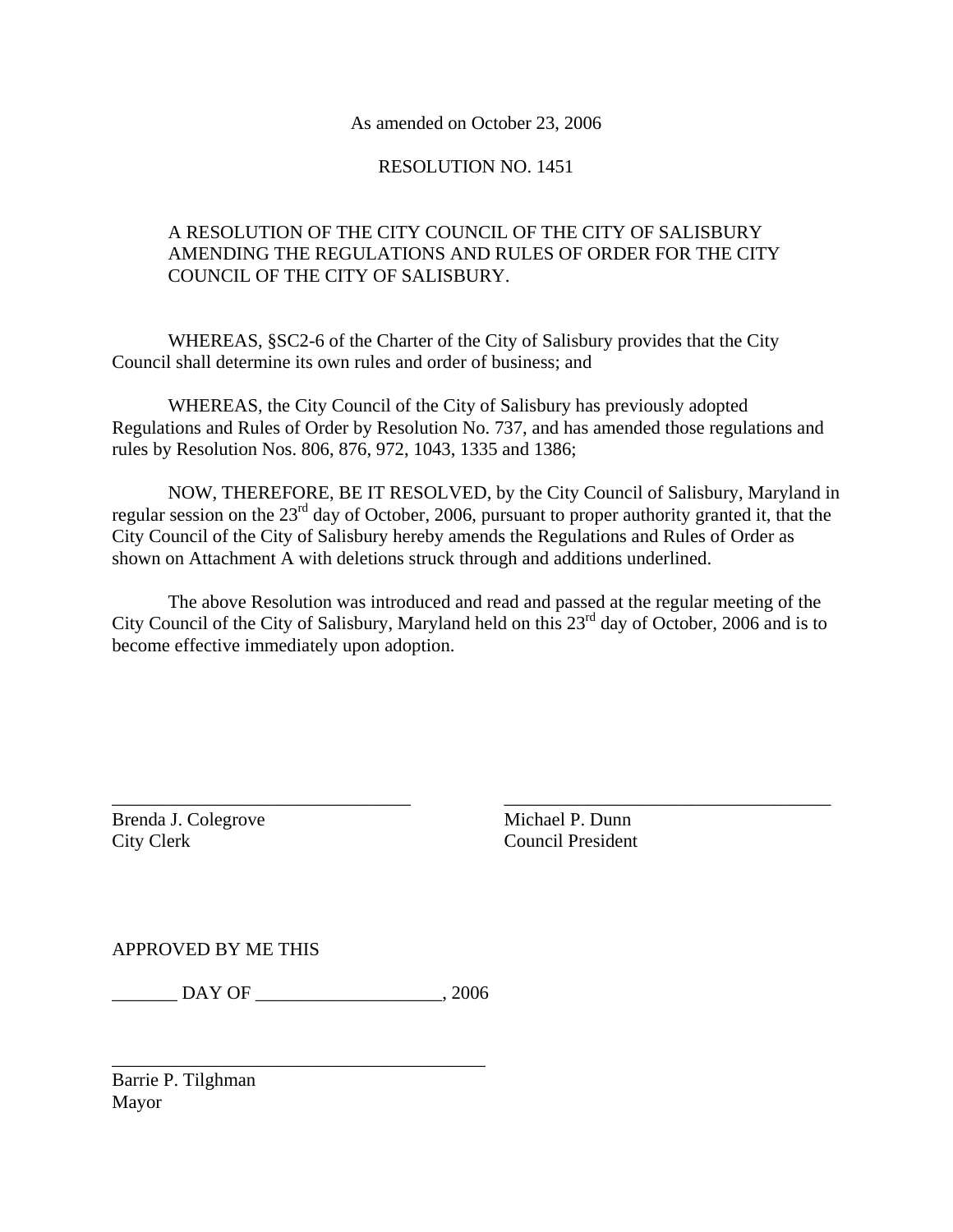As amended on October 23, 2006

RESOLUTION NO. 1451

A RESOLUTION OF THE CITY COUNCIL OF THE CITY OF SALISBURY AMENDING THE REGULATIONS AND RULES OF ORDER FOR THE CITY COUNCIL OF THE CITY OF SALISBURY.

WHEREAS, §SC2-6 of the Charter of the City of Salisbury provides that the City Council shall determine its own rules and order of business; and

WHEREAS, the City Council of the City of Salisbury has previously adopted Regulations and Rules of Order by Resolution No. 737, and has amended those regulations and rules by Resolution Nos. 806, 876, 972, 1043, 1335 and 1386;

NOW, THEREFORE, BE IT RESOLVED, by the City Council of Salisbury, Maryland in regular session on the 23rd day of October, 2006, pursuant to proper authority granted it, that the City Council of the City of Salisbury hereby amends the Regulations and Rules of Order as shown on Attachment A with deletions struck through and additions underlined.

The above Resolution was introduced and read and passed at the regular meeting of the City Council of the City of Salisbury, Maryland held on this 23rd day of October, 2006 and is to become effective immediately upon adoption.

\_\_\_\_\_\_\_\_\_\_\_\_\_\_\_\_\_\_\_\_\_\_\_\_\_\_\_\_\_\_\_\_
Brenda J. Colegrove
City Clerk

\_\_\_\_\_\_\_\_\_\_\_\_\_\_\_\_\_\_\_\_\_\_\_\_\_\_\_\_\_\_\_\_
Michael P. Dunn
Council President

APPROVED BY ME THIS

\_\_\_\_\_\_\_ DAY OF \_\_\_\_\_\_\_\_\_\_\_\_\_\_\_\_\_\_\_\_, 2006

\_\_\_\_\_\_\_\_\_\_\_\_\_\_\_\_\_\_\_\_\_\_\_\_\_\_\_\_\_\_\_\_
Barrie P. Tilghman
Mayor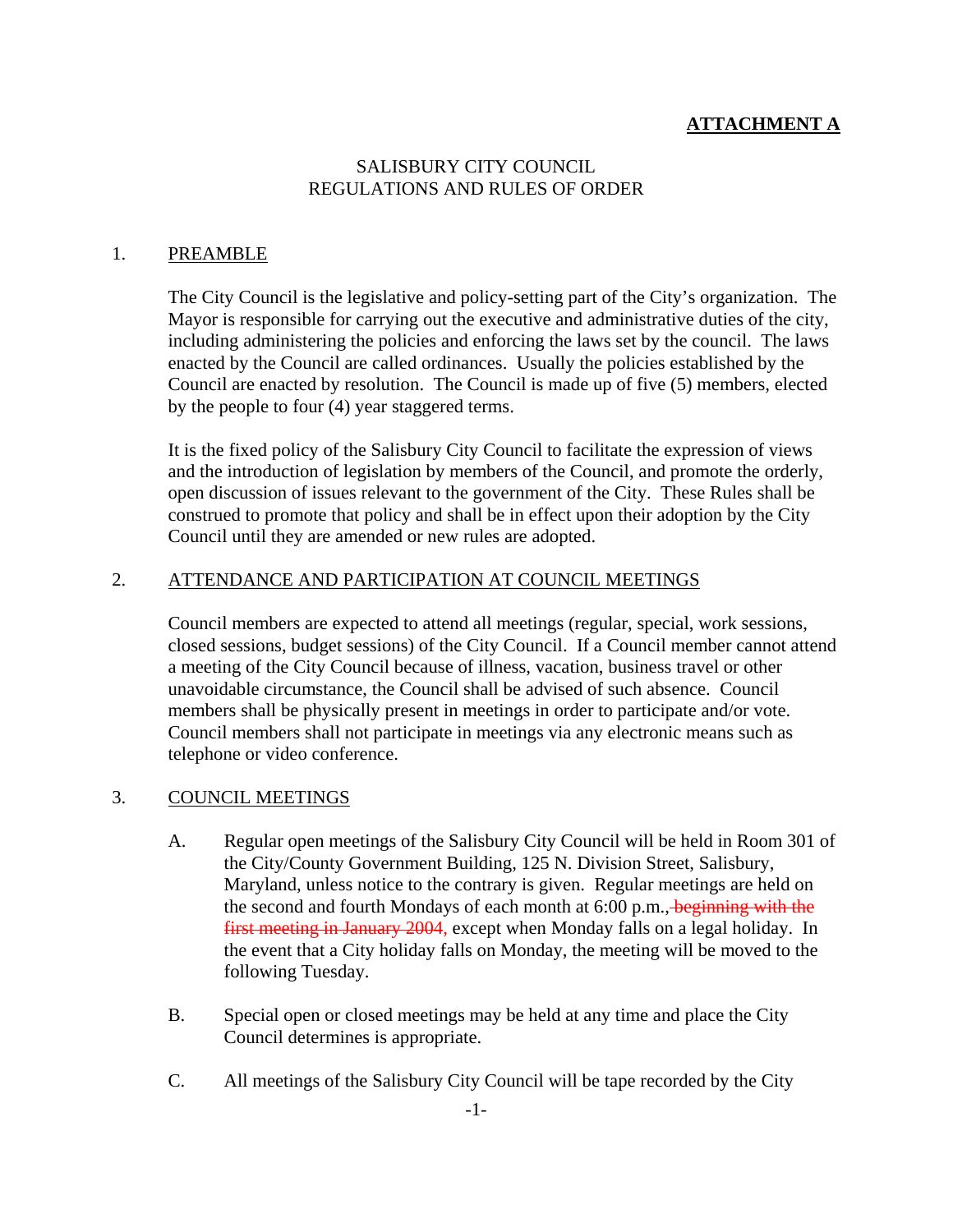**ATTACHMENT A**

SALISBURY CITY COUNCIL
REGULATIONS AND RULES OF ORDER

## 1. PREAMBLE

The City Council is the legislative and policy-setting part of the City's organization. The Mayor is responsible for carrying out the executive and administrative duties of the city, including administering the policies and enforcing the laws set by the council. The laws enacted by the Council are called ordinances. Usually the policies established by the Council are enacted by resolution. The Council is made up of five (5) members, elected by the people to four (4) year staggered terms.

It is the fixed policy of the Salisbury City Council to facilitate the expression of views and the introduction of legislation by members of the Council, and promote the orderly, open discussion of issues relevant to the government of the City. These Rules shall be construed to promote that policy and shall be in effect upon their adoption by the City Council until they are amended or new rules are adopted.

## 2. ATTENDANCE AND PARTICIPATION AT COUNCIL MEETINGS

Council members are expected to attend all meetings (regular, special, work sessions, closed sessions, budget sessions) of the City Council. If a Council member cannot attend a meeting of the City Council because of illness, vacation, business travel or other unavoidable circumstance, the Council shall be advised of such absence. Council members shall be physically present in meetings in order to participate and/or vote. Council members shall not participate in meetings via any electronic means such as telephone or video conference.

## 3. COUNCIL MEETINGS

A. Regular open meetings of the Salisbury City Council will be held in Room 301 of the City/County Government Building, 125 N. Division Street, Salisbury, Maryland, unless notice to the contrary is given. Regular meetings are held on the second and fourth Mondays of each month at 6:00 p.m.,~~ beginning with the first meeting in January 2004,~~ except when Monday falls on a legal holiday. In the event that a City holiday falls on Monday, the meeting will be moved to the following Tuesday.

B. Special open or closed meetings may be held at any time and place the City Council determines is appropriate.

C. All meetings of the Salisbury City Council will be tape recorded by the City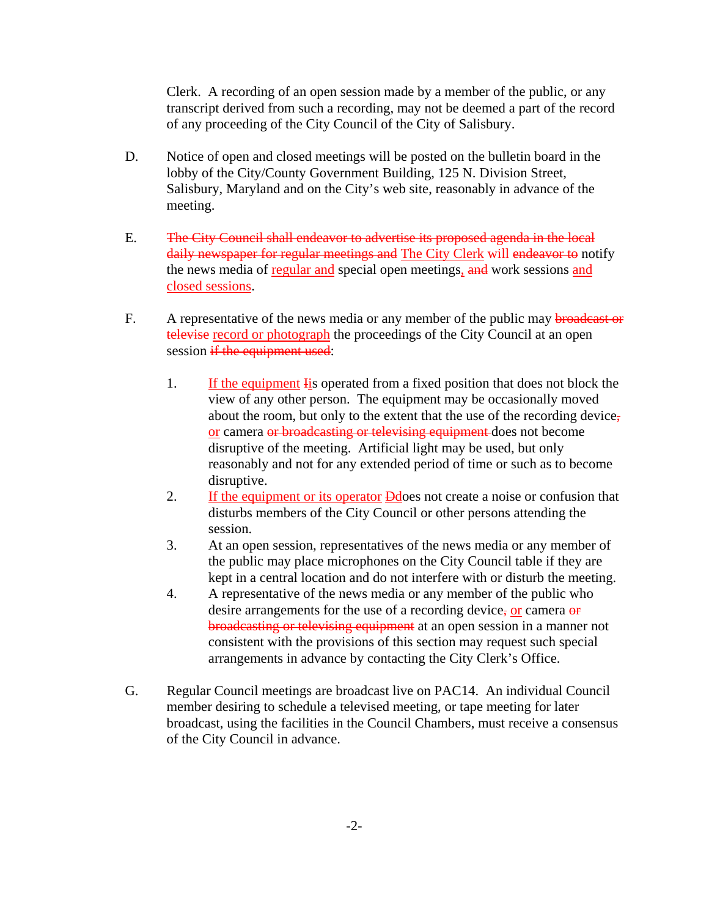Clerk. A recording of an open session made by a member of the public, or any transcript derived from such a recording, may not be deemed a part of the record of any proceeding of the City Council of the City of Salisbury.

D. Notice of open and closed meetings will be posted on the bulletin board in the lobby of the City/County Government Building, 125 N. Division Street, Salisbury, Maryland and on the City's web site, reasonably in advance of the meeting.

E. ~~The City Council shall endeavor to advertise its proposed agenda in the local daily newspaper for regular meetings and~~ <u>The City Clerk</u> will ~~endeavor to~~ notify the news media of <u>regular and</u> special open meetings<u>,</u> ~~and~~ work sessions <u>and closed sessions</u>.

F. A representative of the news media or any member of the public may ~~broadcast or televise~~ <u>record or photograph</u> the proceedings of the City Council at an open session ~~if the equipment used~~:

1. <u>If the equipment</u> ~~I~~<u>i</u>s operated from a fixed position that does not block the view of any other person. The equipment may be occasionally moved about the room, but only to the extent that the use of the recording device~~,~~ <u>or</u> camera ~~or broadcasting or televising equipment~~ does not become disruptive of the meeting. Artificial light may be used, but only reasonably and not for any extended period of time or such as to become disruptive.
2. <u>If the equipment or its operator</u> ~~D~~<u>d</u>oes not create a noise or confusion that disturbs members of the City Council or other persons attending the session.
3. At an open session, representatives of the news media or any member of the public may place microphones on the City Council table if they are kept in a central location and do not interfere with or disturb the meeting.
4. A representative of the news media or any member of the public who desire arrangements for the use of a recording device~~,~~ <u>or</u> camera ~~or broadcasting or televising equipment~~ at an open session in a manner not consistent with the provisions of this section may request such special arrangements in advance by contacting the City Clerk's Office.

G. Regular Council meetings are broadcast live on PAC14. An individual Council member desiring to schedule a televised meeting, or tape meeting for later broadcast, using the facilities in the Council Chambers, must receive a consensus of the City Council in advance.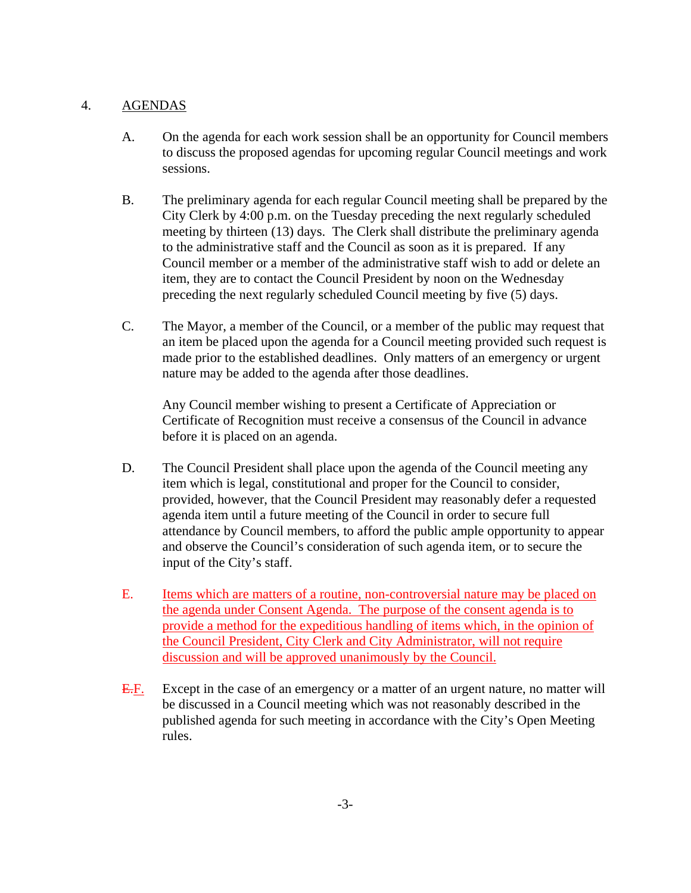## 4. AGENDAS

A. On the agenda for each work session shall be an opportunity for Council members to discuss the proposed agendas for upcoming regular Council meetings and work sessions.

B. The preliminary agenda for each regular Council meeting shall be prepared by the City Clerk by 4:00 p.m. on the Tuesday preceding the next regularly scheduled meeting by thirteen (13) days. The Clerk shall distribute the preliminary agenda to the administrative staff and the Council as soon as it is prepared. If any Council member or a member of the administrative staff wish to add or delete an item, they are to contact the Council President by noon on the Wednesday preceding the next regularly scheduled Council meeting by five (5) days.

C. The Mayor, a member of the Council, or a member of the public may request that an item be placed upon the agenda for a Council meeting provided such request is made prior to the established deadlines. Only matters of an emergency or urgent nature may be added to the agenda after those deadlines.

Any Council member wishing to present a Certificate of Appreciation or Certificate of Recognition must receive a consensus of the Council in advance before it is placed on an agenda.

D. The Council President shall place upon the agenda of the Council meeting any item which is legal, constitutional and proper for the Council to consider, provided, however, that the Council President may reasonably defer a requested agenda item until a future meeting of the Council in order to secure full attendance by Council members, to afford the public ample opportunity to appear and observe the Council's consideration of such agenda item, or to secure the input of the City's staff.

E. Items which are matters of a routine, non-controversial nature may be placed on the agenda under Consent Agenda. The purpose of the consent agenda is to provide a method for the expeditious handling of items which, in the opinion of the Council President, City Clerk and City Administrator, will not require discussion and will be approved unanimously by the Council.

~~E.~~F. Except in the case of an emergency or a matter of an urgent nature, no matter will be discussed in a Council meeting which was not reasonably described in the published agenda for such meeting in accordance with the City's Open Meeting rules.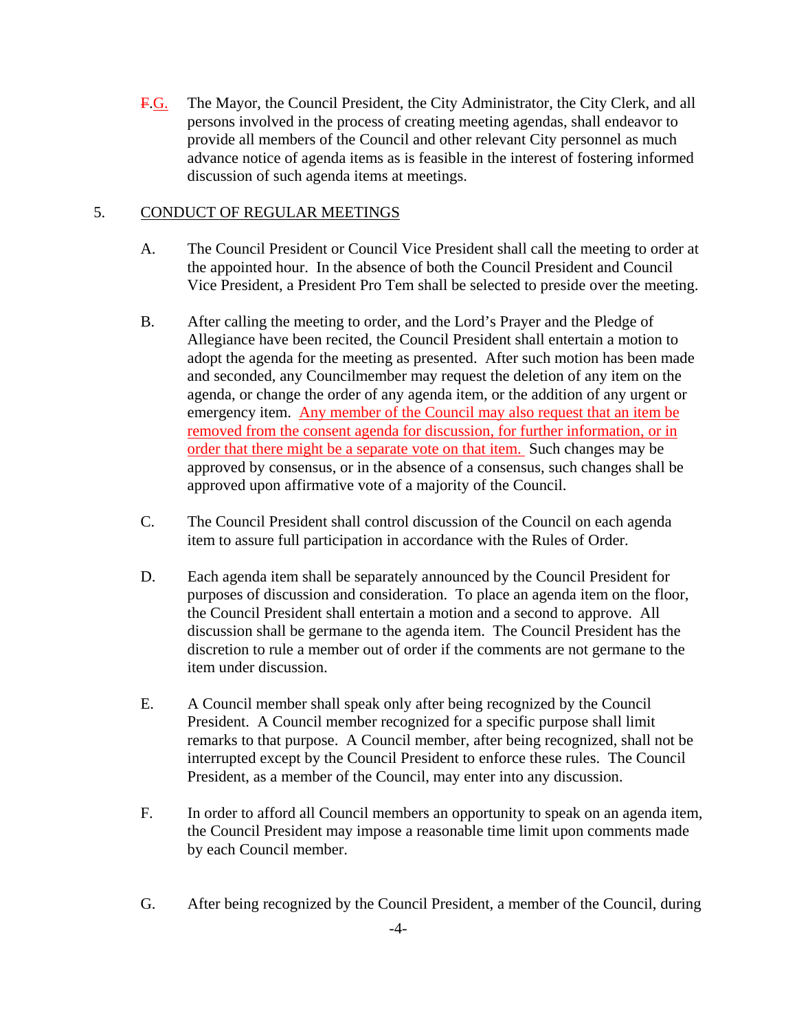~~F.~~G. The Mayor, the Council President, the City Administrator, the City Clerk, and all persons involved in the process of creating meeting agendas, shall endeavor to provide all members of the Council and other relevant City personnel as much advance notice of agenda items as is feasible in the interest of fostering informed discussion of such agenda items at meetings.

5. CONDUCT OF REGULAR MEETINGS

A. The Council President or Council Vice President shall call the meeting to order at the appointed hour. In the absence of both the Council President and Council Vice President, a President Pro Tem shall be selected to preside over the meeting.

B. After calling the meeting to order, and the Lord's Prayer and the Pledge of Allegiance have been recited, the Council President shall entertain a motion to adopt the agenda for the meeting as presented. After such motion has been made and seconded, any Councilmember may request the deletion of any item on the agenda, or change the order of any agenda item, or the addition of any urgent or emergency item. Any member of the Council may also request that an item be removed from the consent agenda for discussion, for further information, or in order that there might be a separate vote on that item. Such changes may be approved by consensus, or in the absence of a consensus, such changes shall be approved upon affirmative vote of a majority of the Council.

C. The Council President shall control discussion of the Council on each agenda item to assure full participation in accordance with the Rules of Order.

D. Each agenda item shall be separately announced by the Council President for purposes of discussion and consideration. To place an agenda item on the floor, the Council President shall entertain a motion and a second to approve. All discussion shall be germane to the agenda item. The Council President has the discretion to rule a member out of order if the comments are not germane to the item under discussion.

E. A Council member shall speak only after being recognized by the Council President. A Council member recognized for a specific purpose shall limit remarks to that purpose. A Council member, after being recognized, shall not be interrupted except by the Council President to enforce these rules. The Council President, as a member of the Council, may enter into any discussion.

F. In order to afford all Council members an opportunity to speak on an agenda item, the Council President may impose a reasonable time limit upon comments made by each Council member.

G. After being recognized by the Council President, a member of the Council, during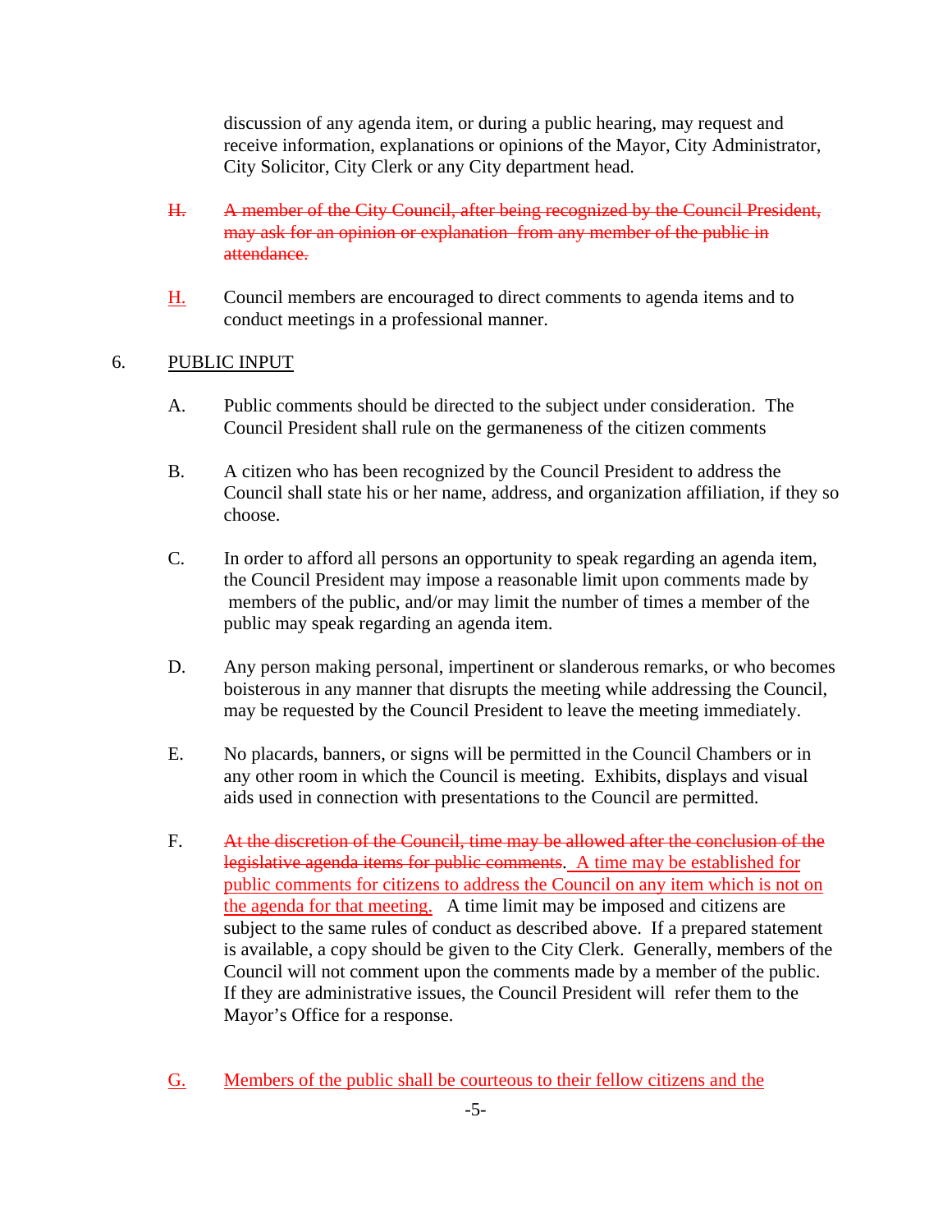discussion of any agenda item, or during a public hearing, may request and receive information, explanations or opinions of the Mayor, City Administrator, City Solicitor, City Clerk or any City department head.

~~H. A member of the City Council, after being recognized by the Council President, may ask for an opinion or explanation from any member of the public in attendance.~~

<u>H.</u> Council members are encouraged to direct comments to agenda items and to conduct meetings in a professional manner.

6. <u>PUBLIC INPUT</u>

A. Public comments should be directed to the subject under consideration. The Council President shall rule on the germaneness of the citizen comments

B. A citizen who has been recognized by the Council President to address the Council shall state his or her name, address, and organization affiliation, if they so choose.

C. In order to afford all persons an opportunity to speak regarding an agenda item, the Council President may impose a reasonable limit upon comments made by members of the public, and/or may limit the number of times a member of the public may speak regarding an agenda item.

D. Any person making personal, impertinent or slanderous remarks, or who becomes boisterous in any manner that disrupts the meeting while addressing the Council, may be requested by the Council President to leave the meeting immediately.

E. No placards, banners, or signs will be permitted in the Council Chambers or in any other room in which the Council is meeting. Exhibits, displays and visual aids used in connection with presentations to the Council are permitted.

F. ~~At the discretion of the Council, time may be allowed after the conclusion of the legislative agenda items for public comments~~. <u>A time may be established for public comments for citizens to address the Council on any item which is not on the agenda for that meeting.</u> A time limit may be imposed and citizens are subject to the same rules of conduct as described above. If a prepared statement is available, a copy should be given to the City Clerk. Generally, members of the Council will not comment upon the comments made by a member of the public. If they are administrative issues, the Council President will refer them to the Mayor's Office for a response.

<u>G.</u> <u>Members of the public shall be courteous to their fellow citizens and the</u>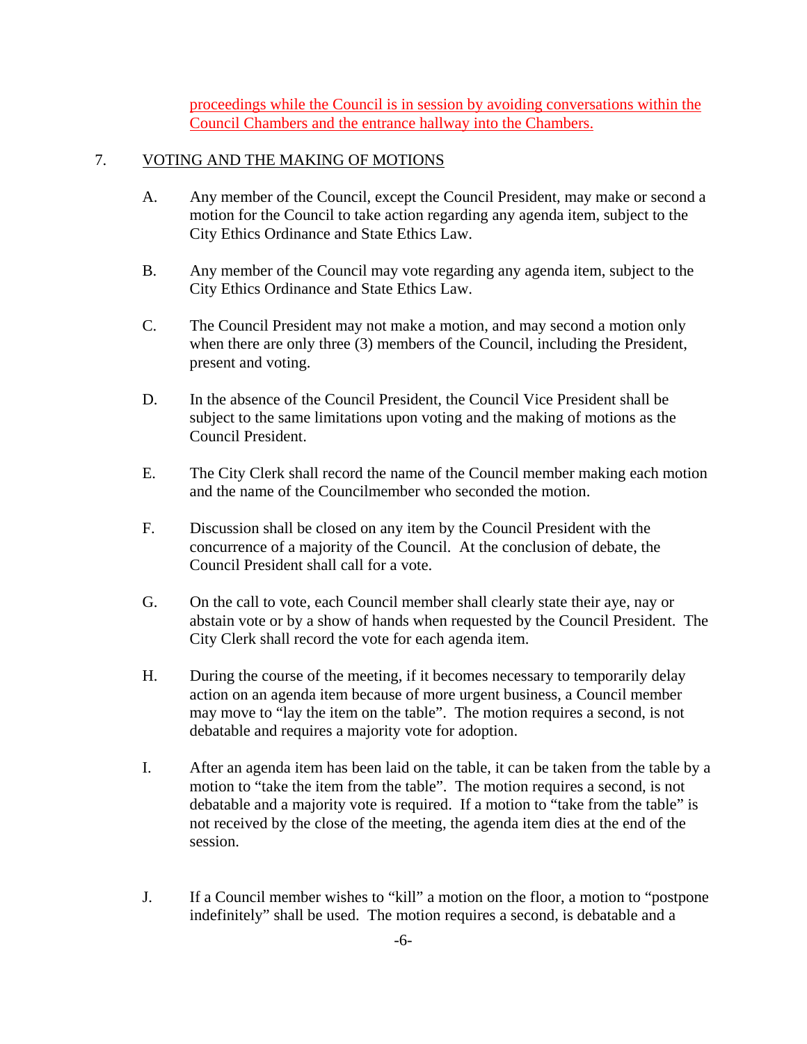proceedings while the Council is in session by avoiding conversations within the Council Chambers and the entrance hallway into the Chambers.

7. VOTING AND THE MAKING OF MOTIONS

A. Any member of the Council, except the Council President, may make or second a motion for the Council to take action regarding any agenda item, subject to the City Ethics Ordinance and State Ethics Law.

B. Any member of the Council may vote regarding any agenda item, subject to the City Ethics Ordinance and State Ethics Law.

C. The Council President may not make a motion, and may second a motion only when there are only three (3) members of the Council, including the President, present and voting.

D. In the absence of the Council President, the Council Vice President shall be subject to the same limitations upon voting and the making of motions as the Council President.

E. The City Clerk shall record the name of the Council member making each motion and the name of the Councilmember who seconded the motion.

F. Discussion shall be closed on any item by the Council President with the concurrence of a majority of the Council. At the conclusion of debate, the Council President shall call for a vote.

G. On the call to vote, each Council member shall clearly state their aye, nay or abstain vote or by a show of hands when requested by the Council President. The City Clerk shall record the vote for each agenda item.

H. During the course of the meeting, if it becomes necessary to temporarily delay action on an agenda item because of more urgent business, a Council member may move to "lay the item on the table". The motion requires a second, is not debatable and requires a majority vote for adoption.

I. After an agenda item has been laid on the table, it can be taken from the table by a motion to "take the item from the table". The motion requires a second, is not debatable and a majority vote is required. If a motion to "take from the table" is not received by the close of the meeting, the agenda item dies at the end of the session.

J. If a Council member wishes to "kill" a motion on the floor, a motion to "postpone indefinitely" shall be used. The motion requires a second, is debatable and a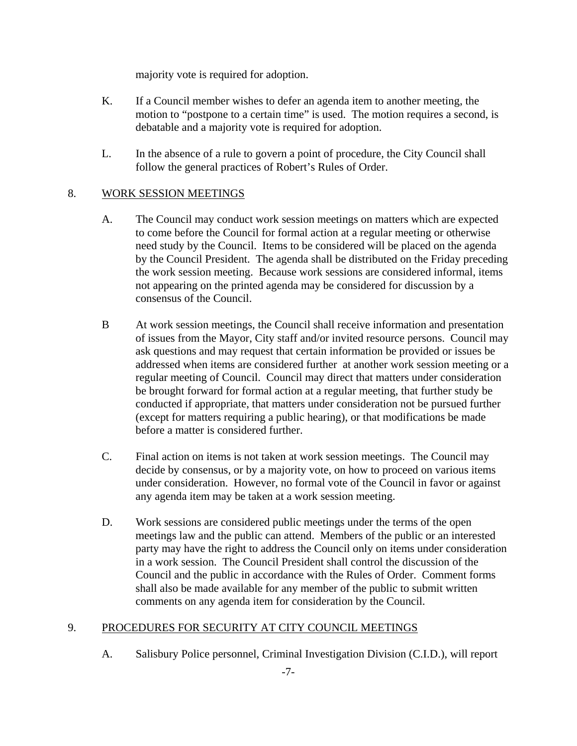majority vote is required for adoption.

K. If a Council member wishes to defer an agenda item to another meeting, the motion to "postpone to a certain time" is used. The motion requires a second, is debatable and a majority vote is required for adoption.

L. In the absence of a rule to govern a point of procedure, the City Council shall follow the general practices of Robert's Rules of Order.

8. <u>WORK SESSION MEETINGS</u>

A. The Council may conduct work session meetings on matters which are expected to come before the Council for formal action at a regular meeting or otherwise need study by the Council. Items to be considered will be placed on the agenda by the Council President. The agenda shall be distributed on the Friday preceding the work session meeting. Because work sessions are considered informal, items not appearing on the printed agenda may be considered for discussion by a consensus of the Council.

B At work session meetings, the Council shall receive information and presentation of issues from the Mayor, City staff and/or invited resource persons. Council may ask questions and may request that certain information be provided or issues be addressed when items are considered further at another work session meeting or a regular meeting of Council. Council may direct that matters under consideration be brought forward for formal action at a regular meeting, that further study be conducted if appropriate, that matters under consideration not be pursued further (except for matters requiring a public hearing), or that modifications be made before a matter is considered further.

C. Final action on items is not taken at work session meetings. The Council may decide by consensus, or by a majority vote, on how to proceed on various items under consideration. However, no formal vote of the Council in favor or against any agenda item may be taken at a work session meeting.

D. Work sessions are considered public meetings under the terms of the open meetings law and the public can attend. Members of the public or an interested party may have the right to address the Council only on items under consideration in a work session. The Council President shall control the discussion of the Council and the public in accordance with the Rules of Order. Comment forms shall also be made available for any member of the public to submit written comments on any agenda item for consideration by the Council.

9. <u>PROCEDURES FOR SECURITY AT CITY COUNCIL MEETINGS</u>

A. Salisbury Police personnel, Criminal Investigation Division (C.I.D.), will report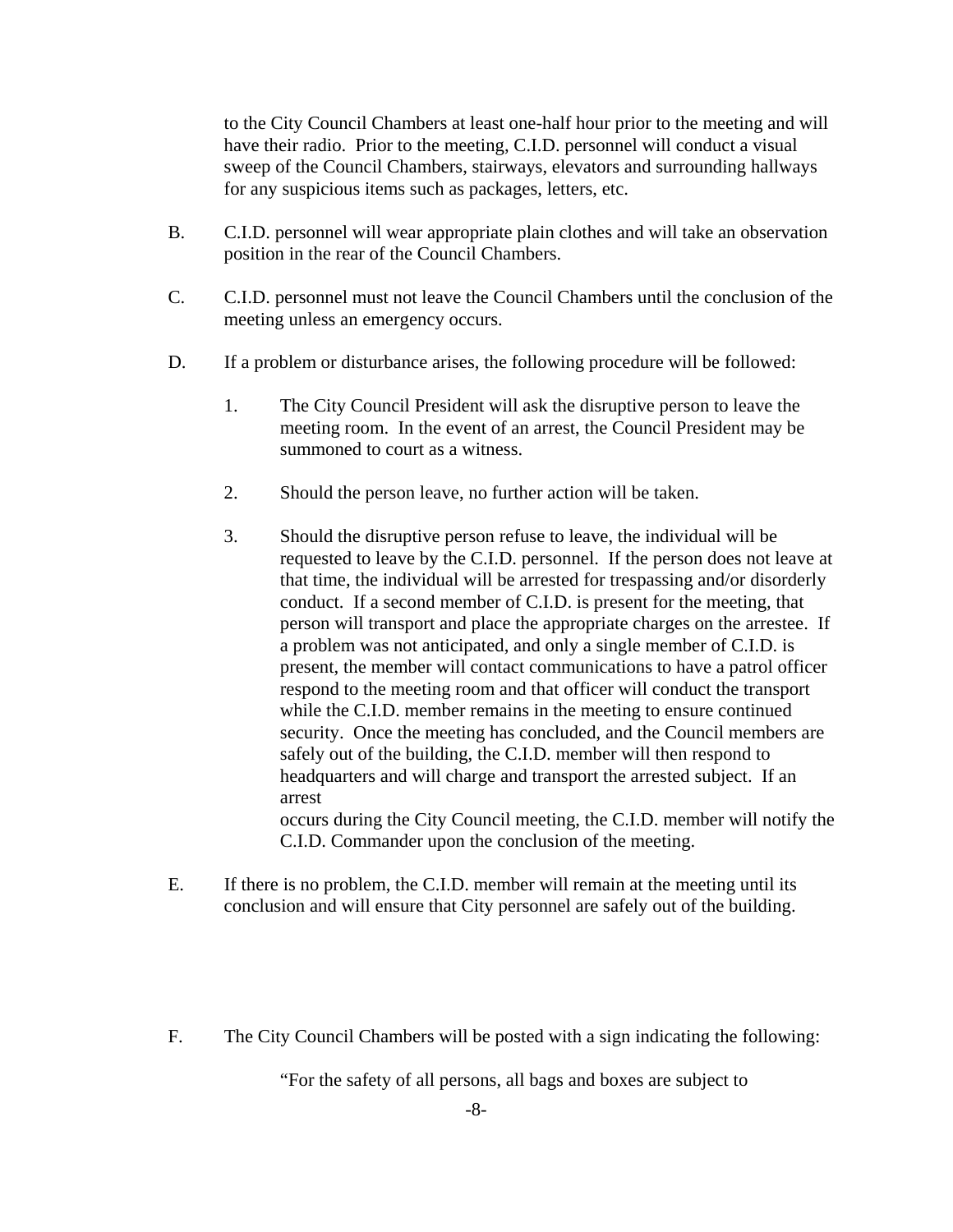to the City Council Chambers at least one-half hour prior to the meeting and will have their radio. Prior to the meeting, C.I.D. personnel will conduct a visual sweep of the Council Chambers, stairways, elevators and surrounding hallways for any suspicious items such as packages, letters, etc.

B. C.I.D. personnel will wear appropriate plain clothes and will take an observation position in the rear of the Council Chambers.

C. C.I.D. personnel must not leave the Council Chambers until the conclusion of the meeting unless an emergency occurs.

D. If a problem or disturbance arises, the following procedure will be followed:

   1. The City Council President will ask the disruptive person to leave the meeting room. In the event of an arrest, the Council President may be summoned to court as a witness.

   2. Should the person leave, no further action will be taken.

   3. Should the disruptive person refuse to leave, the individual will be requested to leave by the C.I.D. personnel. If the person does not leave at that time, the individual will be arrested for trespassing and/or disorderly conduct. If a second member of C.I.D. is present for the meeting, that person will transport and place the appropriate charges on the arrestee. If a problem was not anticipated, and only a single member of C.I.D. is present, the member will contact communications to have a patrol officer respond to the meeting room and that officer will conduct the transport while the C.I.D. member remains in the meeting to ensure continued security. Once the meeting has concluded, and the Council members are safely out of the building, the C.I.D. member will then respond to headquarters and will charge and transport the arrested subject. If an arrest occurs during the City Council meeting, the C.I.D. member will notify the C.I.D. Commander upon the conclusion of the meeting.

E. If there is no problem, the C.I.D. member will remain at the meeting until its conclusion and will ensure that City personnel are safely out of the building.

F. The City Council Chambers will be posted with a sign indicating the following:

   "For the safety of all persons, all bags and boxes are subject to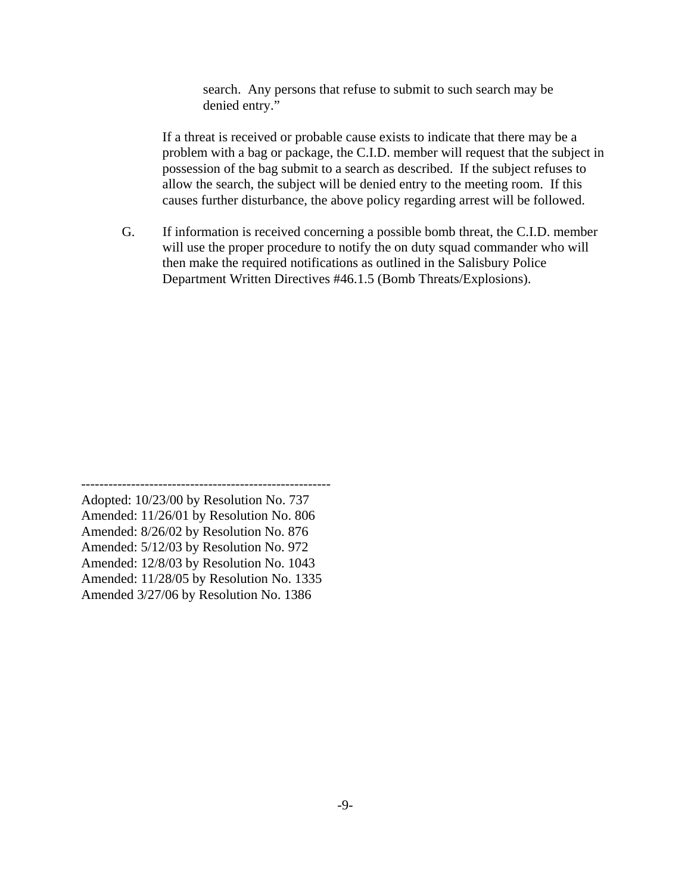search. Any persons that refuse to submit to such search may be denied entry."

If a threat is received or probable cause exists to indicate that there may be a problem with a bag or package, the C.I.D. member will request that the subject in possession of the bag submit to a search as described. If the subject refuses to allow the search, the subject will be denied entry to the meeting room. If this causes further disturbance, the above policy regarding arrest will be followed.

G. If information is received concerning a possible bomb threat, the C.I.D. member will use the proper procedure to notify the on duty squad commander who will then make the required notifications as outlined in the Salisbury Police Department Written Directives #46.1.5 (Bomb Threats/Explosions).

---

Adopted: 10/23/00 by Resolution No. 737
Amended: 11/26/01 by Resolution No. 806
Amended: 8/26/02 by Resolution No. 876
Amended: 5/12/03 by Resolution No. 972
Amended: 12/8/03 by Resolution No. 1043
Amended: 11/28/05 by Resolution No. 1335
Amended 3/27/06 by Resolution No. 1386